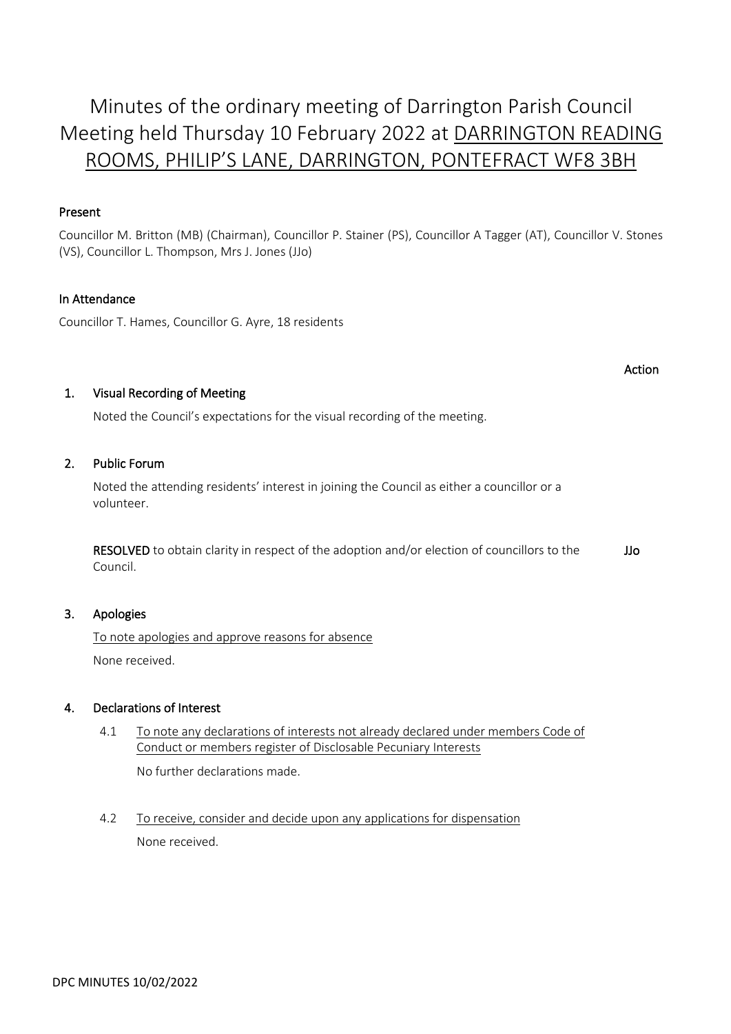# Minutes of the ordinary meeting of Darrington Parish Council Meeting held Thursday 10 February 2022 at DARRINGTON READING ROOMS, PHILIP'S LANE, DARRINGTON, PONTEFRACT WF8 3BH

**Present**

Councillor M. Britton (MB) (Chairman), Councillor P. Stainer (PS), Councillor A Tagger (AT), Councillor V. Stones (VS), Councillor L. Thompson, Mrs J. Jones (JJo)

**In Attendance**

Councillor T. Hames, Councillor G. Ayre, 18 residents

**Action**

## 1. Visual Recording of Meeting

Noted the Council's expectations for the visual recording of the meeting.

## 2. Public Forum

Noted the attending residents' interest in joining the Council as either a councillor or a volunteer.

**RESOLVED** to obtain clarity in respect of the adoption and/or election of councillors to the Council. — **JJo**

## 3. Apologies

To note apologies and approve reasons for absence

None received.

## 4. Declarations of Interest

4.1 To note any declarations of interests not already declared under members Code of Conduct or members register of Disclosable Pecuniary Interests

No further declarations made.

4.2 To receive, consider and decide upon any applications for dispensation

None received.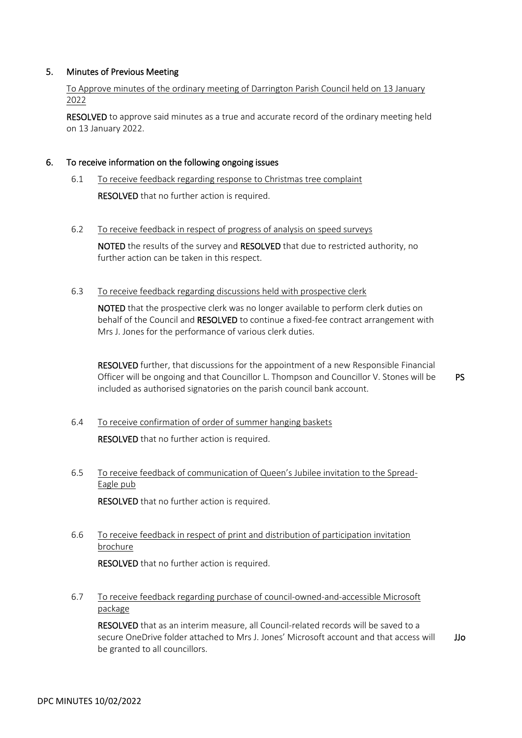## 5. Minutes of Previous Meeting

To Approve minutes of the ordinary meeting of Darrington Parish Council held on 13 January 2022

**RESOLVED** to approve said minutes as a true and accurate record of the ordinary meeting held on 13 January 2022.

## 6. To receive information on the following ongoing issues

6.1 To receive feedback regarding response to Christmas tree complaint

**RESOLVED** that no further action is required.

6.2 To receive feedback in respect of progress of analysis on speed surveys

**NOTED** the results of the survey and **RESOLVED** that due to restricted authority, no further action can be taken in this respect.

6.3 To receive feedback regarding discussions held with prospective clerk

**NOTED** that the prospective clerk was no longer available to perform clerk duties on behalf of the Council and **RESOLVED** to continue a fixed-fee contract arrangement with Mrs J. Jones for the performance of various clerk duties.

**RESOLVED** further, that discussions for the appointment of a new Responsible Financial Officer will be ongoing and that Councillor L. Thompson and Councillor V. Stones will be included as authorised signatories on the parish council bank account. **PS**

6.4 To receive confirmation of order of summer hanging baskets

**RESOLVED** that no further action is required.

6.5 To receive feedback of communication of Queen's Jubilee invitation to the Spread-Eagle pub

**RESOLVED** that no further action is required.

6.6 To receive feedback in respect of print and distribution of participation invitation brochure

**RESOLVED** that no further action is required.

6.7 To receive feedback regarding purchase of council-owned-and-accessible Microsoft package

**RESOLVED** that as an interim measure, all Council-related records will be saved to a secure OneDrive folder attached to Mrs J. Jones' Microsoft account and that access will be granted to all councillors. **JJo**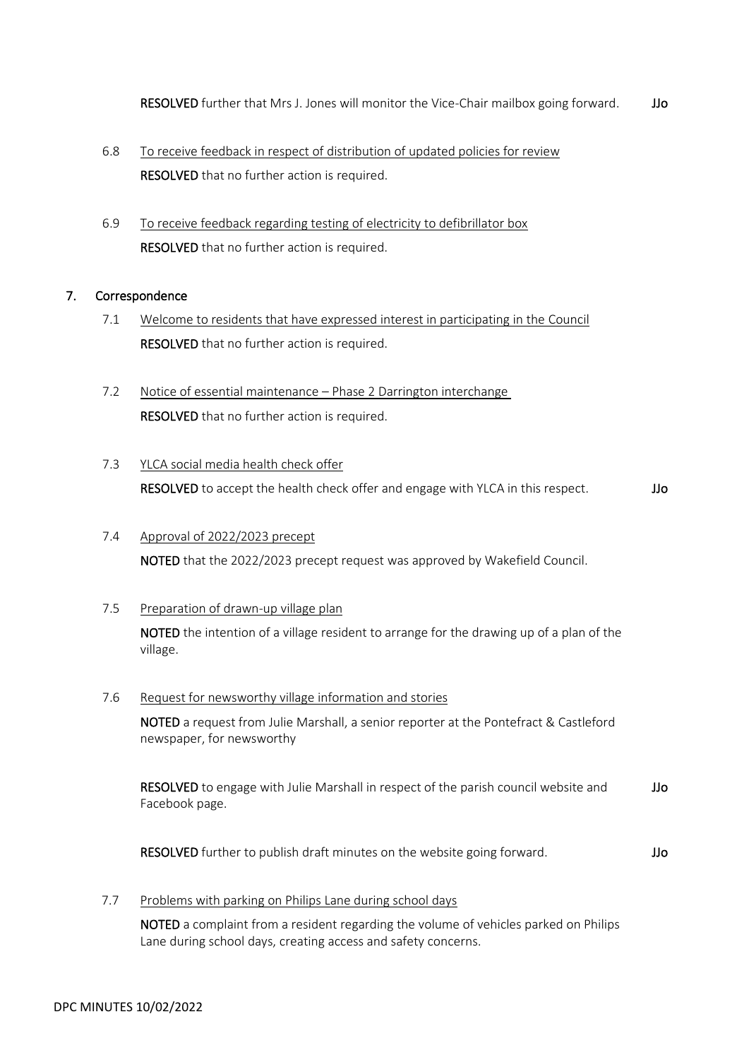**RESOLVED** further that Mrs J. Jones will monitor the Vice-Chair mailbox going forward. **JJo**

6.8 To receive feedback in respect of distribution of updated policies for review

**RESOLVED** that no further action is required.

6.9 To receive feedback regarding testing of electricity to defibrillator box

**RESOLVED** that no further action is required.

## 7. Correspondence

7.1 Welcome to residents that have expressed interest in participating in the Council

**RESOLVED** that no further action is required.

7.2 Notice of essential maintenance – Phase 2 Darrington interchange

**RESOLVED** that no further action is required.

7.3 YLCA social media health check offer

**RESOLVED** to accept the health check offer and engage with YLCA in this respect. **JJo**

7.4 Approval of 2022/2023 precept

**NOTED** that the 2022/2023 precept request was approved by Wakefield Council.

7.5 Preparation of drawn-up village plan

**NOTED** the intention of a village resident to arrange for the drawing up of a plan of the village.

7.6 Request for newsworthy village information and stories

**NOTED** a request from Julie Marshall, a senior reporter at the Pontefract & Castleford newspaper, for newsworthy

**RESOLVED** to engage with Julie Marshall in respect of the parish council website and Facebook page. **JJo**

**RESOLVED** further to publish draft minutes on the website going forward. **JJo**

7.7 Problems with parking on Philips Lane during school days

**NOTED** a complaint from a resident regarding the volume of vehicles parked on Philips Lane during school days, creating access and safety concerns.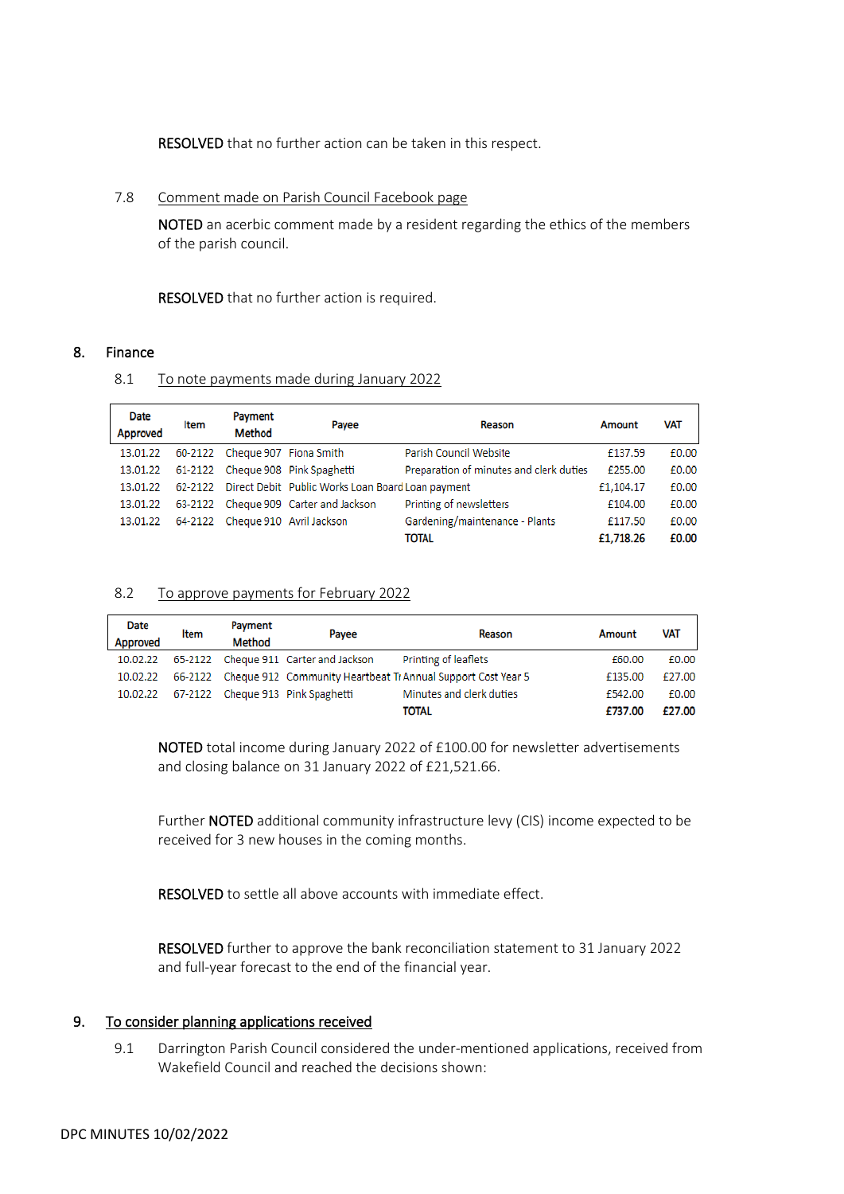RESOLVED that no further action can be taken in this respect.

7.8 Comment made on Parish Council Facebook page

NOTED an acerbic comment made by a resident regarding the ethics of the members of the parish council.

RESOLVED that no further action is required.

## 8. Finance

8.1 To note payments made during January 2022

| Date Approved | Item | Payment Method | Payee | Reason | Amount | VAT |
|---|---|---|---|---|---|---|
| 13.01.22 | 60-2122 | Cheque 907 | Fiona Smith | Parish Council Website | £137.59 | £0.00 |
| 13.01.22 | 61-2122 | Cheque 908 | Pink Spaghetti | Preparation of minutes and clerk duties | £255.00 | £0.00 |
| 13.01.22 | 62-2122 | Direct Debit | Public Works Loan Board | Loan payment | £1,104.17 | £0.00 |
| 13.01.22 | 63-2122 | Cheque 909 | Carter and Jackson | Printing of newsletters | £104.00 | £0.00 |
| 13.01.22 | 64-2122 | Cheque 910 | Avril Jackson | Gardening/maintenance - Plants | £117.50 | £0.00 |
| | | | | **TOTAL** | **£1,718.26** | **£0.00** |

8.2 To approve payments for February 2022

| Date Approved | Item | Payment Method | Payee | Reason | Amount | VAT |
|---|---|---|---|---|---|---|
| 10.02.22 | 65-2122 | Cheque 911 | Carter and Jackson | Printing of leaflets | £60.00 | £0.00 |
| 10.02.22 | 66-2122 | Cheque 912 | Community Heartbeat Tr | Annual Support Cost Year 5 | £135.00 | £27.00 |
| 10.02.22 | 67-2122 | Cheque 913 | Pink Spaghetti | Minutes and clerk duties | £542.00 | £0.00 |
| | | | | **TOTAL** | **£737.00** | **£27.00** |

NOTED total income during January 2022 of £100.00 for newsletter advertisements and closing balance on 31 January 2022 of £21,521.66.

Further NOTED additional community infrastructure levy (CIS) income expected to be received for 3 new houses in the coming months.

RESOLVED to settle all above accounts with immediate effect.

RESOLVED further to approve the bank reconciliation statement to 31 January 2022 and full-year forecast to the end of the financial year.

## 9. To consider planning applications received

9.1 Darrington Parish Council considered the under-mentioned applications, received from Wakefield Council and reached the decisions shown: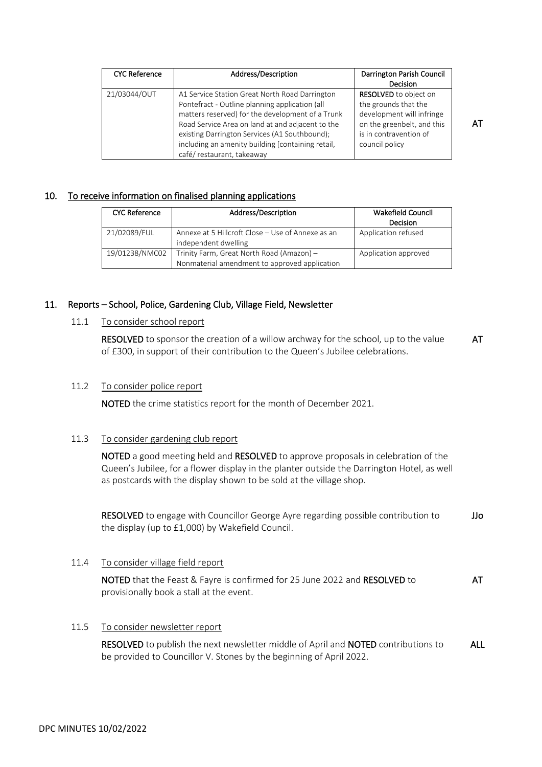| CYC Reference | Address/Description | Darrington Parish Council Decision | |
|---|---|---|---|
| 21/03044/OUT | A1 Service Station Great North Road Darrington Pontefract - Outline planning application (all matters reserved) for the development of a Trunk Road Service Area on land at and adjacent to the existing Darrington Services (A1 Southbound); including an amenity building [containing retail, café/ restaurant, takeaway | **RESOLVED** to object on the grounds that the development will infringe on the greenbelt, and this is in contravention of council policy | **AT** |

## 10. To receive information on finalised planning applications

| CYC Reference | Address/Description | Wakefield Council Decision |
|---|---|---|
| 21/02089/FUL | Annexe at 5 Hillcroft Close – Use of Annexe as an independent dwelling | Application refused |
| 19/01238/NMC02 | Trinity Farm, Great North Road (Amazon) – Nonmaterial amendment to approved application | Application approved |

## 11. Reports – School, Police, Gardening Club, Village Field, Newsletter

### 11.1 To consider school report

**RESOLVED** to sponsor the creation of a willow archway for the school, up to the value of £300, in support of their contribution to the Queen's Jubilee celebrations. **AT**

### 11.2 To consider police report

**NOTED** the crime statistics report for the month of December 2021.

### 11.3 To consider gardening club report

**NOTED** a good meeting held and **RESOLVED** to approve proposals in celebration of the Queen's Jubilee, for a flower display in the planter outside the Darrington Hotel, as well as postcards with the display shown to be sold at the village shop.

**RESOLVED** to engage with Councillor George Ayre regarding possible contribution to the display (up to £1,000) by Wakefield Council. **JJo**

### 11.4 To consider village field report

**NOTED** that the Feast & Fayre is confirmed for 25 June 2022 and **RESOLVED** to provisionally book a stall at the event. **AT**

### 11.5 To consider newsletter report

**RESOLVED** to publish the next newsletter middle of April and **NOTED** contributions to be provided to Councillor V. Stones by the beginning of April 2022. **ALL**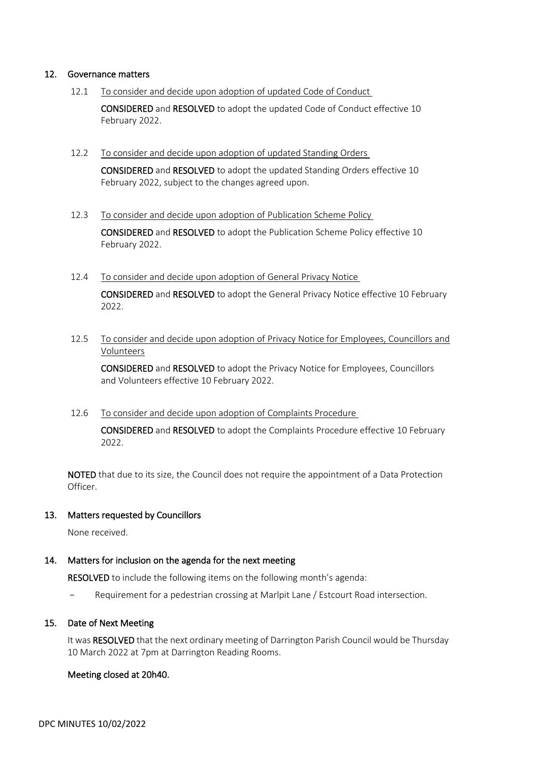## 12. Governance matters

12.1 To consider and decide upon adoption of updated Code of Conduct

**CONSIDERED** and **RESOLVED** to adopt the updated Code of Conduct effective 10 February 2022.

12.2 To consider and decide upon adoption of updated Standing Orders

**CONSIDERED** and **RESOLVED** to adopt the updated Standing Orders effective 10 February 2022, subject to the changes agreed upon.

12.3 To consider and decide upon adoption of Publication Scheme Policy

**CONSIDERED** and **RESOLVED** to adopt the Publication Scheme Policy effective 10 February 2022.

12.4 To consider and decide upon adoption of General Privacy Notice

**CONSIDERED** and **RESOLVED** to adopt the General Privacy Notice effective 10 February 2022.

12.5 To consider and decide upon adoption of Privacy Notice for Employees, Councillors and Volunteers

**CONSIDERED** and **RESOLVED** to adopt the Privacy Notice for Employees, Councillors and Volunteers effective 10 February 2022.

12.6 To consider and decide upon adoption of Complaints Procedure

**CONSIDERED** and **RESOLVED** to adopt the Complaints Procedure effective 10 February 2022.

**NOTED** that due to its size, the Council does not require the appointment of a Data Protection Officer.

## 13. Matters requested by Councillors

None received.

## 14. Matters for inclusion on the agenda for the next meeting

**RESOLVED** to include the following items on the following month's agenda:

- Requirement for a pedestrian crossing at Marlpit Lane / Estcourt Road intersection.

## 15. Date of Next Meeting

It was **RESOLVED** that the next ordinary meeting of Darrington Parish Council would be Thursday 10 March 2022 at 7pm at Darrington Reading Rooms.

**Meeting closed at 20h40.**